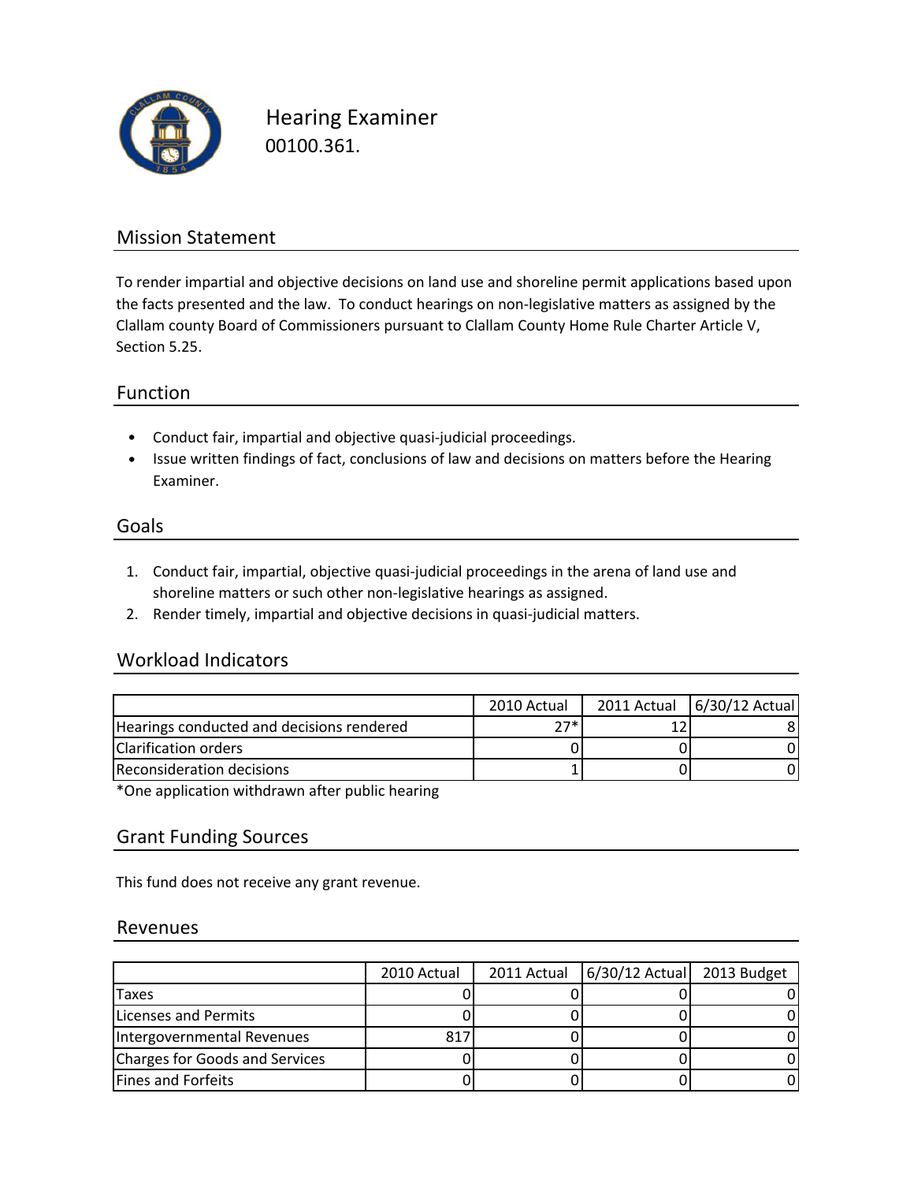# Hearing Examiner

00100.361.

## Mission Statement

To render impartial and objective decisions on land use and shoreline permit applications based upon the facts presented and the law. To conduct hearings on non-legislative matters as assigned by the Clallam county Board of Commissioners pursuant to Clallam County Home Rule Charter Article V, Section 5.25.

## Function

- Conduct fair, impartial and objective quasi-judicial proceedings.
- Issue written findings of fact, conclusions of law and decisions on matters before the Hearing Examiner.

## Goals

1. Conduct fair, impartial, objective quasi-judicial proceedings in the arena of land use and shoreline matters or such other non-legislative hearings as assigned.
2. Render timely, impartial and objective decisions in quasi-judicial matters.

## Workload Indicators

| | 2010 Actual | 2011 Actual | 6/30/12 Actual |
|---|---|---|---|
| Hearings conducted and decisions rendered | 27* | 12 | 8 |
| Clarification orders | 0 | 0 | 0 |
| Reconsideration decisions | 1 | 0 | 0 |

*One application withdrawn after public hearing

## Grant Funding Sources

This fund does not receive any grant revenue.

## Revenues

| | 2010 Actual | 2011 Actual | 6/30/12 Actual | 2013 Budget |
|---|---|---|---|---|
| Taxes | 0 | 0 | 0 | 0 |
| Licenses and Permits | 0 | 0 | 0 | 0 |
| Intergovernmental Revenues | 817 | 0 | 0 | 0 |
| Charges for Goods and Services | 0 | 0 | 0 | 0 |
| Fines and Forfeits | 0 | 0 | 0 | 0 |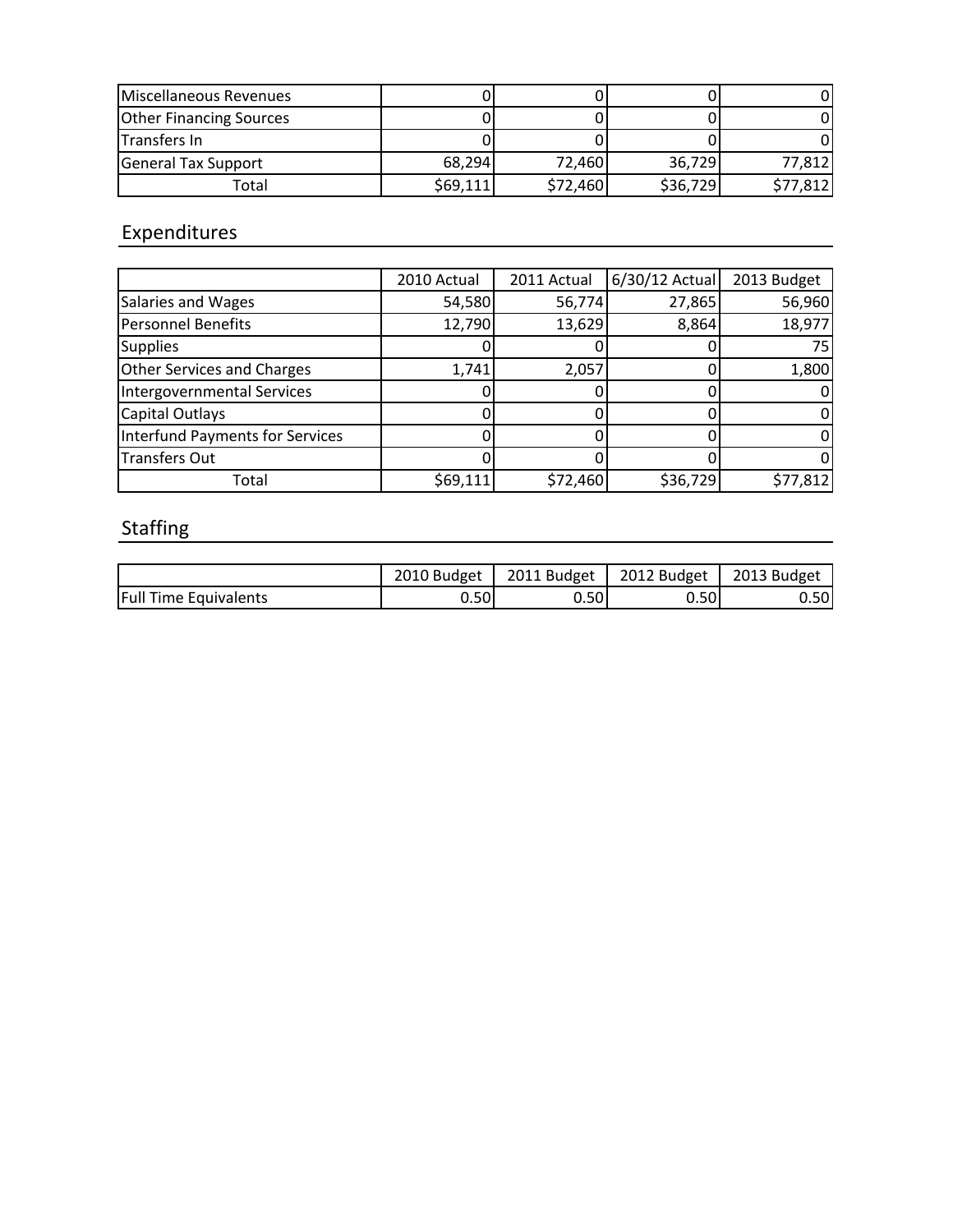| | | | | |
|---|---|---|---|---|
| Miscellaneous Revenues | 0 | 0 | 0 | 0 |
| Other Financing Sources | 0 | 0 | 0 | 0 |
| Transfers In | 0 | 0 | 0 | 0 |
| General Tax Support | 68,294 | 72,460 | 36,729 | 77,812 |
| Total | $69,111 | $72,460 | $36,729 | $77,812 |

## Expenditures

| | 2010 Actual | 2011 Actual | 6/30/12 Actual | 2013 Budget |
|---|---|---|---|---|
| Salaries and Wages | 54,580 | 56,774 | 27,865 | 56,960 |
| Personnel Benefits | 12,790 | 13,629 | 8,864 | 18,977 |
| Supplies | 0 | 0 | 0 | 75 |
| Other Services and Charges | 1,741 | 2,057 | 0 | 1,800 |
| Intergovernmental Services | 0 | 0 | 0 | 0 |
| Capital Outlays | 0 | 0 | 0 | 0 |
| Interfund Payments for Services | 0 | 0 | 0 | 0 |
| Transfers Out | 0 | 0 | 0 | 0 |
| Total | $69,111 | $72,460 | $36,729 | $77,812 |

## Staffing

| | 2010 Budget | 2011 Budget | 2012 Budget | 2013 Budget |
|---|---|---|---|---|
| Full Time Equivalents | 0.50 | 0.50 | 0.50 | 0.50 |